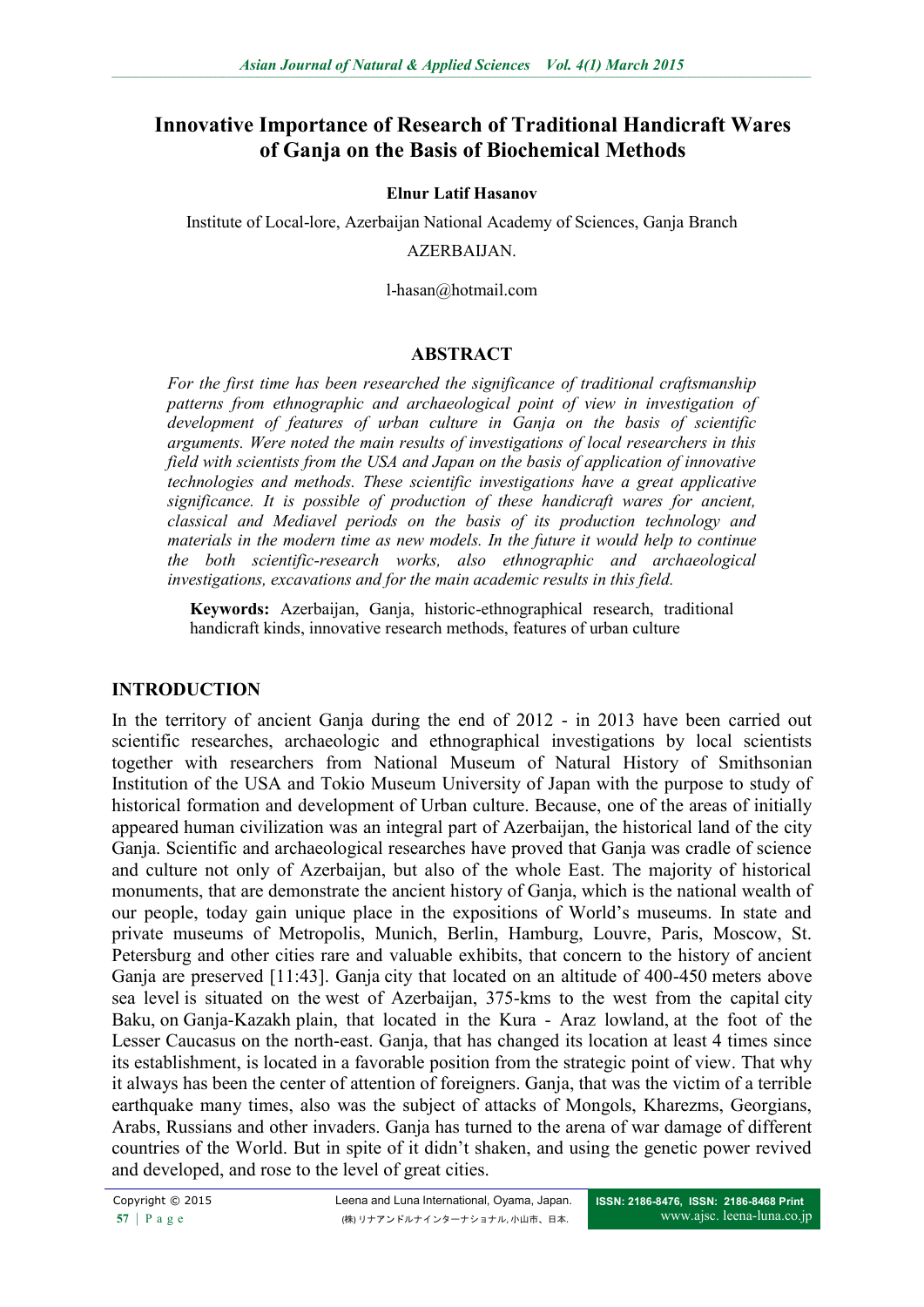# Innovative Importance of Research of Traditional Handicraft Wares of Ganja on the Basis of Biochemical Methods

**Elnur Latif Hasanov**

Institute of Local-lore, Azerbaijan National Academy of Sciences, Ganja Branch

AZERBAIJAN.

l-hasan@hotmail.com

## ABSTRACT

*For the first time has been researched the significance of traditional craftsmanship patterns from ethnographic and archaeological point of view in investigation of development of features of urban culture in Ganja on the basis of scientific arguments. Were noted the main results of investigations of local researchers in this field with scientists from the USA and Japan on the basis of application of innovative technologies and methods. These scientific investigations have a great applicative significance. It is possible of production of these handicraft wares for ancient, classical and Mediavel periods on the basis of its production technology and materials in the modern time as new models. In the future it would help to continue the both scientific-research works, also ethnographic and archaeological investigations, excavations and for the main academic results in this field.*

**Keywords:** Azerbaijan, Ganja, historic-ethnographical research, traditional handicraft kinds, innovative research methods, features of urban culture

## INTRODUCTION

In the territory of ancient Ganja during the end of 2012 - in 2013 have been carried out scientific researches, archaeologic and ethnographical investigations by local scientists together with researchers from National Museum of Natural History of Smithsonian Institution of the USA and Tokio Museum University of Japan with the purpose to study of historical formation and development of Urban culture. Because, one of the areas of initially appeared human civilization was an integral part of Azerbaijan, the historical land of the city Ganja. Scientific and archaeological researches have proved that Ganja was cradle of science and culture not only of Azerbaijan, but also of the whole East. The majority of historical monuments, that are demonstrate the ancient history of Ganja, which is the national wealth of our people, today gain unique place in the expositions of World's museums. In state and private museums of Metropolis, Munich, Berlin, Hamburg, Louvre, Paris, Moscow, St. Petersburg and other cities rare and valuable exhibits, that concern to the history of ancient Ganja are preserved [11:43]. Ganja city that located on an altitude of 400-450 meters above sea level is situated on the west of Azerbaijan, 375-kms to the west from the capital city Baku, on Ganja-Kazakh plain, that located in the Kura - Araz lowland, at the foot of the Lesser Caucasus on the north-east. Ganja, that has changed its location at least 4 times since its establishment, is located in a favorable position from the strategic point of view. That why it always has been the center of attention of foreigners. Ganja, that was the victim of a terrible earthquake many times, also was the subject of attacks of Mongols, Kharezms, Georgians, Arabs, Russians and other invaders. Ganja has turned to the arena of war damage of different countries of the World. But in spite of it didn't shaken, and using the genetic power revived and developed, and rose to the level of great cities.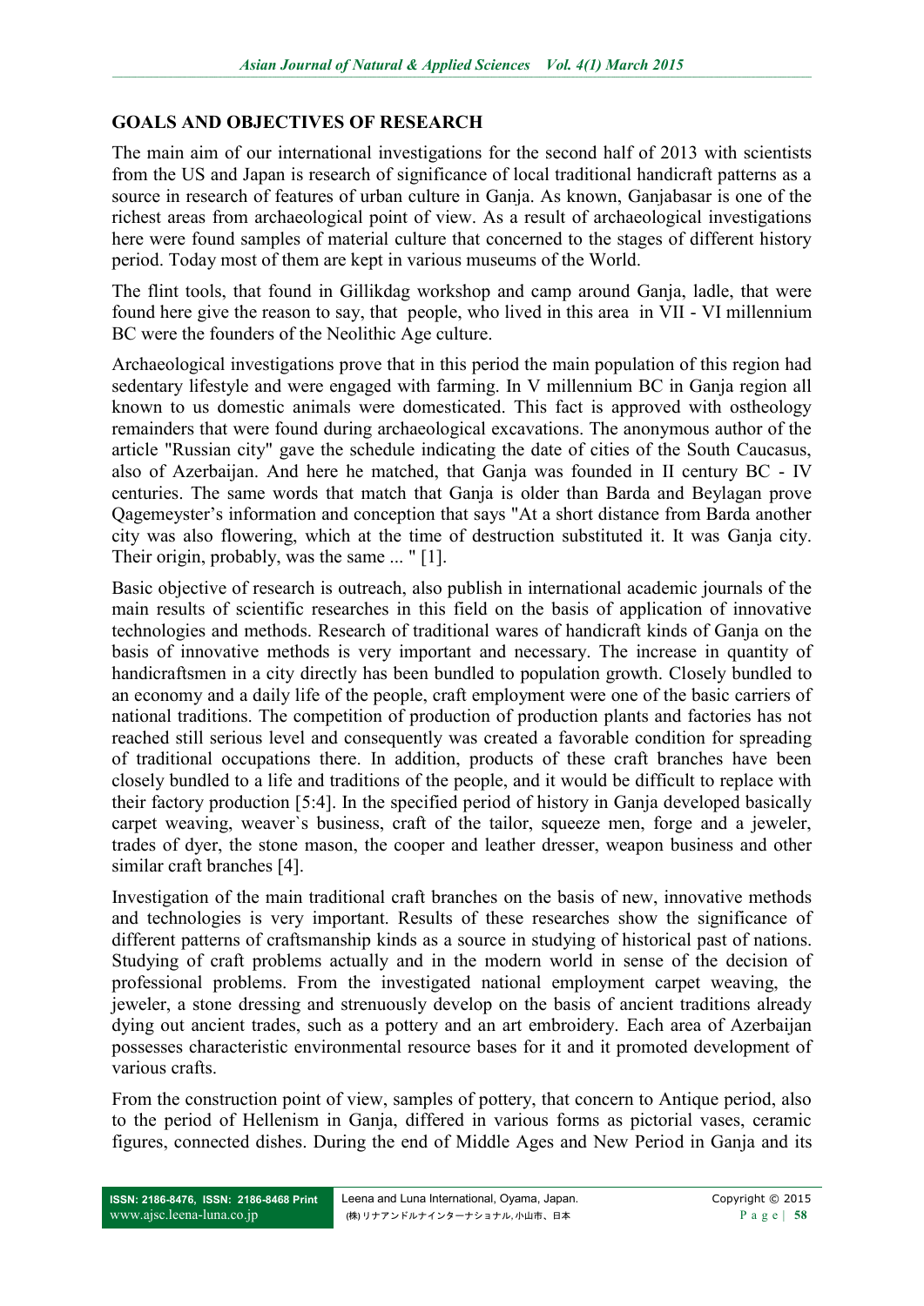## GOALS AND OBJECTIVES OF RESEARCH

The main aim of our international investigations for the second half of 2013 with scientists from the US and Japan is research of significance of local traditional handicraft patterns as a source in research of features of urban culture in Ganja. As known, Ganjabasar is one of the richest areas from archaeological point of view. As a result of archaeological investigations here were found samples of material culture that concerned to the stages of different history period. Today most of them are kept in various museums of the World.

The flint tools, that found in Gillikdag workshop and camp around Ganja, ladle, that were found here give the reason to say, that people, who lived in this area in VII - VI millennium BC were the founders of the Neolithic Age culture.

Archaeological investigations prove that in this period the main population of this region had sedentary lifestyle and were engaged with farming. In V millennium BC in Ganja region all known to us domestic animals were domesticated. This fact is approved with ostheology remainders that were found during archaeological excavations. The anonymous author of the article "Russian city" gave the schedule indicating the date of cities of the South Caucasus, also of Azerbaijan. And here he matched, that Ganja was founded in II century BC - IV centuries. The same words that match that Ganja is older than Barda and Beylagan prove Qagemeyster's information and conception that says "At a short distance from Barda another city was also flowering, which at the time of destruction substituted it. It was Ganja city. Their origin, probably, was the same ... " [1].

Basic objective of research is outreach, also publish in international academic journals of the main results of scientific researches in this field on the basis of application of innovative technologies and methods. Research of traditional wares of handicraft kinds of Ganja on the basis of innovative methods is very important and necessary. The increase in quantity of handicraftsmen in a city directly has been bundled to population growth. Closely bundled to an economy and a daily life of the people, craft employment were one of the basic carriers of national traditions. The competition of production of production plants and factories has not reached still serious level and consequently was created a favorable condition for spreading of traditional occupations there. In addition, products of these craft branches have been closely bundled to a life and traditions of the people, and it would be difficult to replace with their factory production [5:4]. In the specified period of history in Ganja developed basically carpet weaving, weaver`s business, craft of the tailor, squeeze men, forge and a jeweler, trades of dyer, the stone mason, the cooper and leather dresser, weapon business and other similar craft branches [4].

Investigation of the main traditional craft branches on the basis of new, innovative methods and technologies is very important. Results of these researches show the significance of different patterns of craftsmanship kinds as a source in studying of historical past of nations. Studying of craft problems actually and in the modern world in sense of the decision of professional problems. From the investigated national employment carpet weaving, the jeweler, a stone dressing and strenuously develop on the basis of ancient traditions already dying out ancient trades, such as a pottery and an art embroidery. Each area of Azerbaijan possesses characteristic environmental resource bases for it and it promoted development of various crafts.

From the construction point of view, samples of pottery, that concern to Antique period, also to the period of Hellenism in Ganja, differed in various forms as pictorial vases, ceramic figures, connected dishes. During the end of Middle Ages and New Period in Ganja and its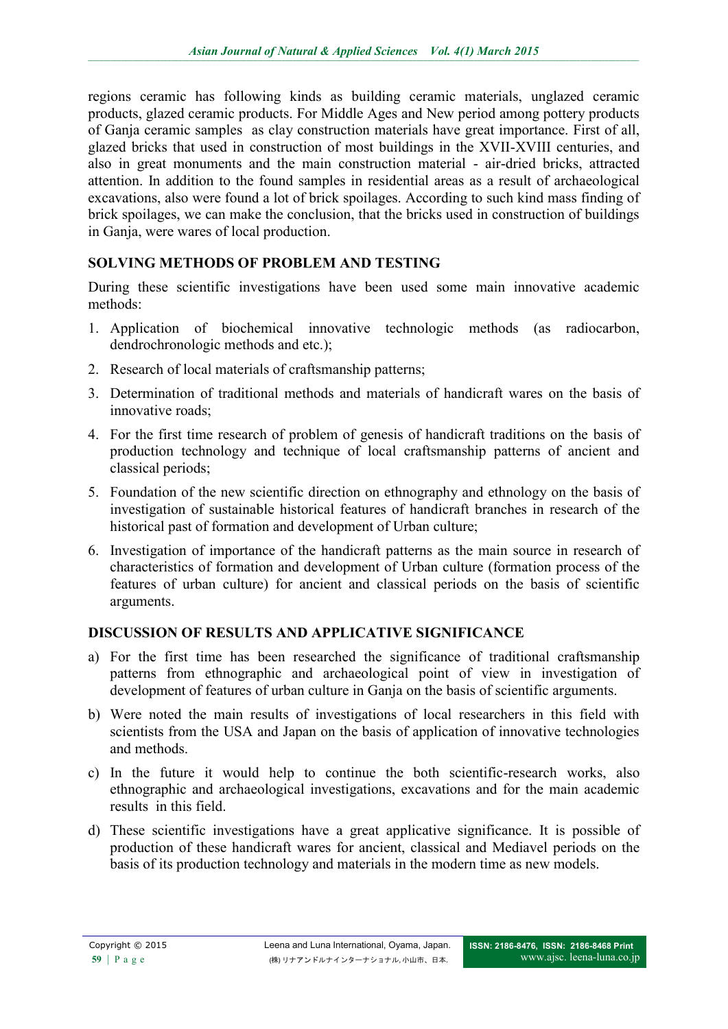regions ceramic has following kinds as building ceramic materials, unglazed ceramic products, glazed ceramic products. For Middle Ages and New period among pottery products of Ganja ceramic samples as clay construction materials have great importance. First of all, glazed bricks that used in construction of most buildings in the XVII-XVIII centuries, and also in great monuments and the main construction material - air-dried bricks, attracted attention. In addition to the found samples in residential areas as a result of archaeological excavations, also were found a lot of brick spoilages. According to such kind mass finding of brick spoilages, we can make the conclusion, that the bricks used in construction of buildings in Ganja, were wares of local production.

## SOLVING METHODS OF PROBLEM AND TESTING

During these scientific investigations have been used some main innovative academic methods:

1. Application of biochemical innovative technologic methods (as radiocarbon, dendrochronologic methods and etc.);
2. Research of local materials of craftsmanship patterns;
3. Determination of traditional methods and materials of handicraft wares on the basis of innovative roads;
4. For the first time research of problem of genesis of handicraft traditions on the basis of production technology and technique of local craftsmanship patterns of ancient and classical periods;
5. Foundation of the new scientific direction on ethnography and ethnology on the basis of investigation of sustainable historical features of handicraft branches in research of the historical past of formation and development of Urban culture;
6. Investigation of importance of the handicraft patterns as the main source in research of characteristics of formation and development of Urban culture (formation process of the features of urban culture) for ancient and classical periods on the basis of scientific arguments.

## DISCUSSION OF RESULTS AND APPLICATIVE SIGNIFICANCE

a) For the first time has been researched the significance of traditional craftsmanship patterns from ethnographic and archaeological point of view in investigation of development of features of urban culture in Ganja on the basis of scientific arguments.

b) Were noted the main results of investigations of local researchers in this field with scientists from the USA and Japan on the basis of application of innovative technologies and methods.

c) In the future it would help to continue the both scientific-research works, also ethnographic and archaeological investigations, excavations and for the main academic results in this field.

d) These scientific investigations have a great applicative significance. It is possible of production of these handicraft wares for ancient, classical and Mediavel periods on the basis of its production technology and materials in the modern time as new models.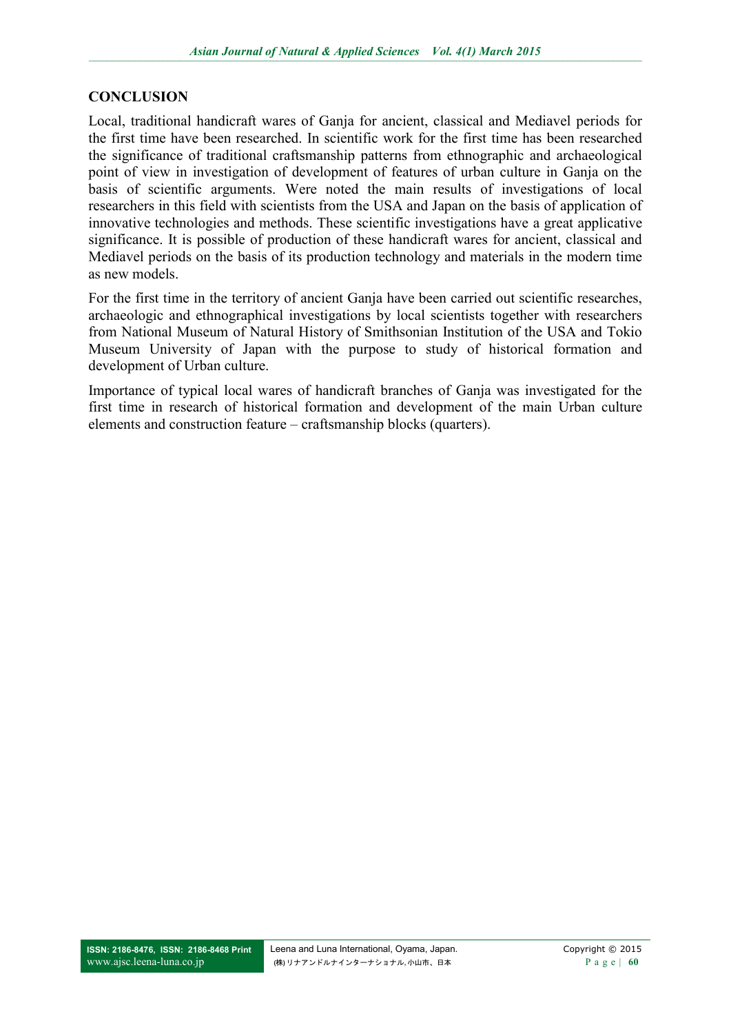## CONCLUSION

Local, traditional handicraft wares of Ganja for ancient, classical and Mediavel periods for the first time have been researched. In scientific work for the first time has been researched the significance of traditional craftsmanship patterns from ethnographic and archaeological point of view in investigation of development of features of urban culture in Ganja on the basis of scientific arguments. Were noted the main results of investigations of local researchers in this field with scientists from the USA and Japan on the basis of application of innovative technologies and methods. These scientific investigations have a great applicative significance. It is possible of production of these handicraft wares for ancient, classical and Mediavel periods on the basis of its production technology and materials in the modern time as new models.

For the first time in the territory of ancient Ganja have been carried out scientific researches, archaeologic and ethnographical investigations by local scientists together with researchers from National Museum of Natural History of Smithsonian Institution of the USA and Tokio Museum University of Japan with the purpose to study of historical formation and development of Urban culture.

Importance of typical local wares of handicraft branches of Ganja was investigated for the first time in research of historical formation and development of the main Urban culture elements and construction feature – craftsmanship blocks (quarters).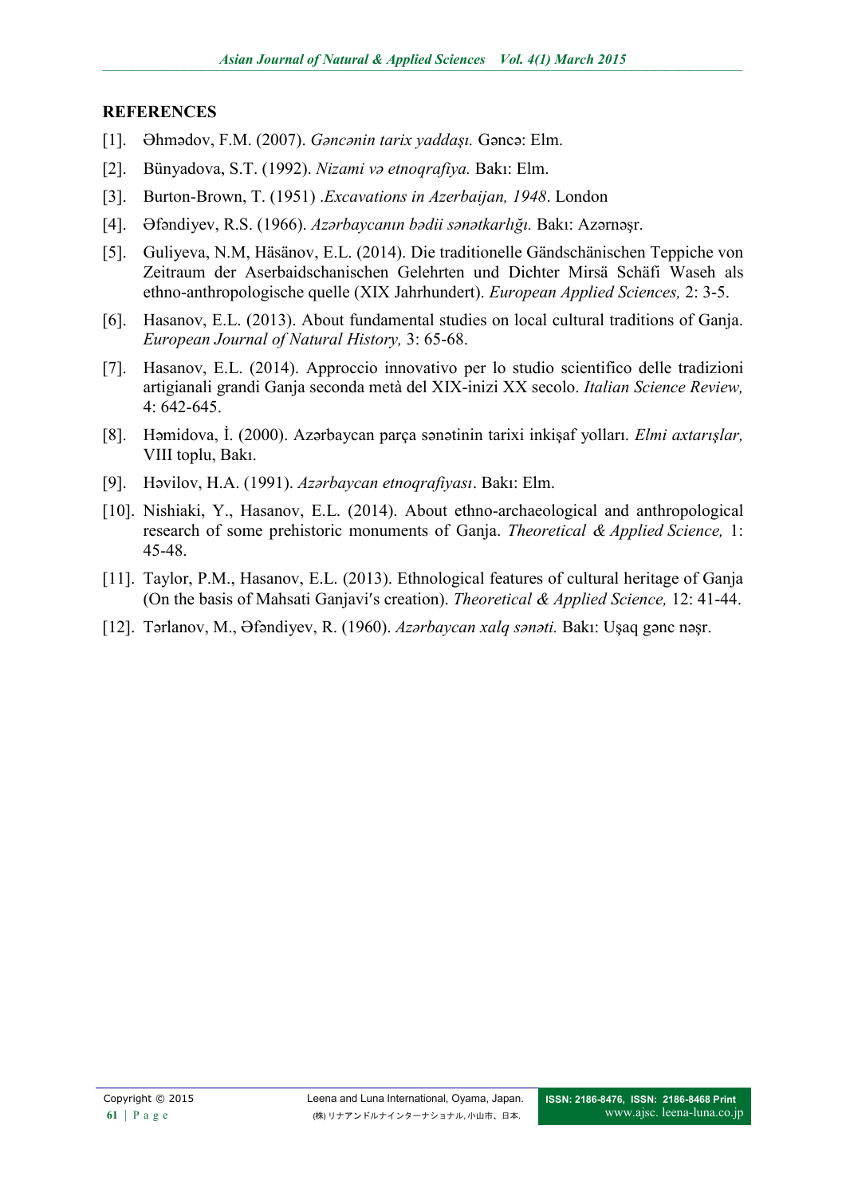## REFERENCES

[1]. Əhmədov, F.M. (2007). *Gəncənin tarix yaddaşı.* Gəncə: Elm.

[2]. Bünyadova, S.T. (1992). *Nizami və etnoqrafiya.* Bakı: Elm.

[3]. Burton-Brown, T. (1951) .*Excavations in Azerbaijan, 1948*. London

[4]. Əfəndiyev, R.S. (1966). *Azərbaycanın bədii sənətkarlığı.* Bakı: Azərnəşr.

[5]. Guliyeva, N.M, Häsänov, E.L. (2014). Die traditionelle Gändschänischen Teppiche von Zeitraum der Aserbaidschanischen Gelehrten und Dichter Mirsä Schäfi Waseh als ethno-anthropologische quelle (XIX Jahrhundert). *European Applied Sciences,* 2: 3-5.

[6]. Hasanov, E.L. (2013). About fundamental studies on local cultural traditions of Ganja. *European Journal of Natural History,* 3: 65-68.

[7]. Hasanov, E.L. (2014). Approccio innovativo per lo studio scientifico delle tradizioni artigianali grandi Ganja seconda metà del XIX-inizi XX secolo. *Italian Science Review,* 4: 642-645.

[8]. Həmidova, İ. (2000). Azərbaycan parça sənətinin tarixi inkişaf yolları. *Elmi axtarışlar,* VIII toplu, Bakı.

[9]. Həvilov, H.A. (1991). *Azərbaycan etnoqrafiyası*. Bakı: Elm.

[10]. Nishiaki, Y., Hasanov, E.L. (2014). About ethno-archaeological and anthropological research of some prehistoric monuments of Ganja. *Theoretical & Applied Science,* 1: 45-48.

[11]. Taylor, P.M., Hasanov, E.L. (2013). Ethnological features of cultural heritage of Ganja (On the basis of Mahsati Ganjaviʹs creation). *Theoretical & Applied Science,* 12: 41-44.

[12]. Tərlanov, M., Əfəndiyev, R. (1960). *Azərbaycan xalq sənəti.* Bakı: Uşaq gənc nəşr.